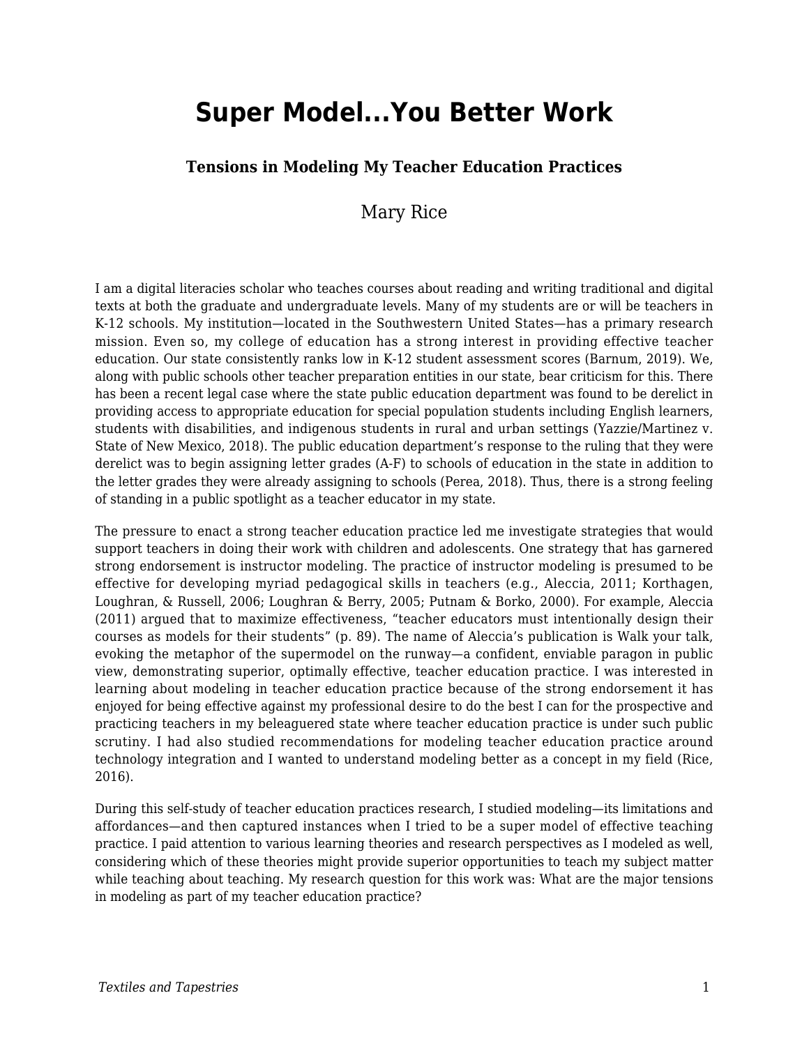# Super Model...You Better Work

### Tensions in Modeling My Teacher Education Practices

Mary Rice

I am a digital literacies scholar who teaches courses about reading and writing traditional and digital texts at both the graduate and undergraduate levels. Many of my students are or will be teachers in K-12 schools. My institution—located in the Southwestern United States—has a primary research mission. Even so, my college of education has a strong interest in providing effective teacher education. Our state consistently ranks low in K-12 student assessment scores (Barnum, 2019). We, along with public schools other teacher preparation entities in our state, bear criticism for this. There has been a recent legal case where the state public education department was found to be derelict in providing access to appropriate education for special population students including English learners, students with disabilities, and indigenous students in rural and urban settings (Yazzie/Martinez v. State of New Mexico, 2018). The public education department's response to the ruling that they were derelict was to begin assigning letter grades (A-F) to schools of education in the state in addition to the letter grades they were already assigning to schools (Perea, 2018). Thus, there is a strong feeling of standing in a public spotlight as a teacher educator in my state.

The pressure to enact a strong teacher education practice led me investigate strategies that would support teachers in doing their work with children and adolescents. One strategy that has garnered strong endorsement is instructor modeling. The practice of instructor modeling is presumed to be effective for developing myriad pedagogical skills in teachers (e.g., Aleccia, 2011; Korthagen, Loughran, & Russell, 2006; Loughran & Berry, 2005; Putnam & Borko, 2000). For example, Aleccia (2011) argued that to maximize effectiveness, "teacher educators must intentionally design their courses as models for their students" (p. 89). The name of Aleccia's publication is Walk your talk, evoking the metaphor of the supermodel on the runway—a confident, enviable paragon in public view, demonstrating superior, optimally effective, teacher education practice. I was interested in learning about modeling in teacher education practice because of the strong endorsement it has enjoyed for being effective against my professional desire to do the best I can for the prospective and practicing teachers in my beleaguered state where teacher education practice is under such public scrutiny. I had also studied recommendations for modeling teacher education practice around technology integration and I wanted to understand modeling better as a concept in my field (Rice, 2016).

During this self-study of teacher education practices research, I studied modeling—its limitations and affordances—and then captured instances when I tried to be a super model of effective teaching practice. I paid attention to various learning theories and research perspectives as I modeled as well, considering which of these theories might provide superior opportunities to teach my subject matter while teaching about teaching. My research question for this work was: What are the major tensions in modeling as part of my teacher education practice?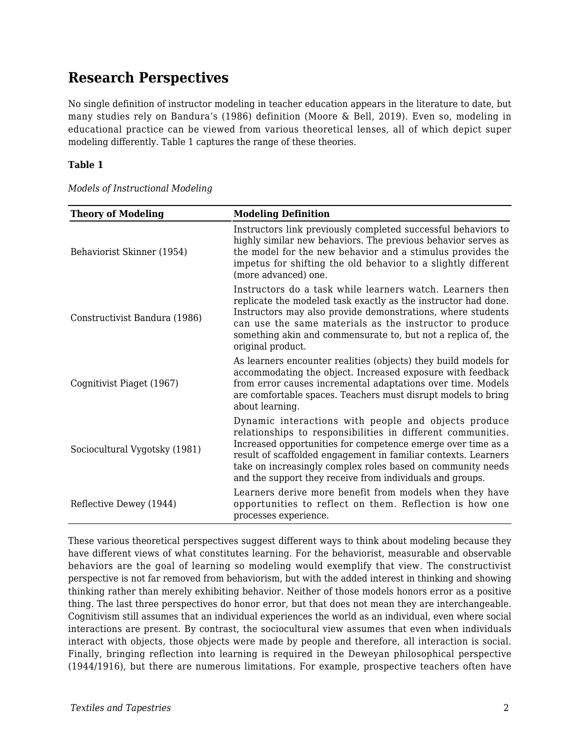## Research Perspectives

No single definition of instructor modeling in teacher education appears in the literature to date, but many studies rely on Bandura's (1986) definition (Moore & Bell, 2019). Even so, modeling in educational practice can be viewed from various theoretical lenses, all of which depict super modeling differently. Table 1 captures the range of these theories.

**Table 1**

*Models of Instructional Modeling*

| Theory of Modeling | Modeling Definition |
| --- | --- |
| Behaviorist Skinner (1954) | Instructors link previously completed successful behaviors to highly similar new behaviors. The previous behavior serves as the model for the new behavior and a stimulus provides the impetus for shifting the old behavior to a slightly different (more advanced) one. |
| Constructivist Bandura (1986) | Instructors do a task while learners watch. Learners then replicate the modeled task exactly as the instructor had done. Instructors may also provide demonstrations, where students can use the same materials as the instructor to produce something akin and commensurate to, but not a replica of, the original product. |
| Cognitivist Piaget (1967) | As learners encounter realities (objects) they build models for accommodating the object. Increased exposure with feedback from error causes incremental adaptations over time. Models are comfortable spaces. Teachers must disrupt models to bring about learning. |
| Sociocultural Vygotsky (1981) | Dynamic interactions with people and objects produce relationships to responsibilities in different communities. Increased opportunities for competence emerge over time as a result of scaffolded engagement in familiar contexts. Learners take on increasingly complex roles based on community needs and the support they receive from individuals and groups. |
| Reflective Dewey (1944) | Learners derive more benefit from models when they have opportunities to reflect on them. Reflection is how one processes experience. |

These various theoretical perspectives suggest different ways to think about modeling because they have different views of what constitutes learning. For the behaviorist, measurable and observable behaviors are the goal of learning so modeling would exemplify that view. The constructivist perspective is not far removed from behaviorism, but with the added interest in thinking and showing thinking rather than merely exhibiting behavior. Neither of those models honors error as a positive thing. The last three perspectives do honor error, but that does not mean they are interchangeable. Cognitivism still assumes that an individual experiences the world as an individual, even where social interactions are present. By contrast, the sociocultural view assumes that even when individuals interact with objects, those objects were made by people and therefore, all interaction is social. Finally, bringing reflection into learning is required in the Deweyan philosophical perspective (1944/1916), but there are numerous limitations. For example, prospective teachers often have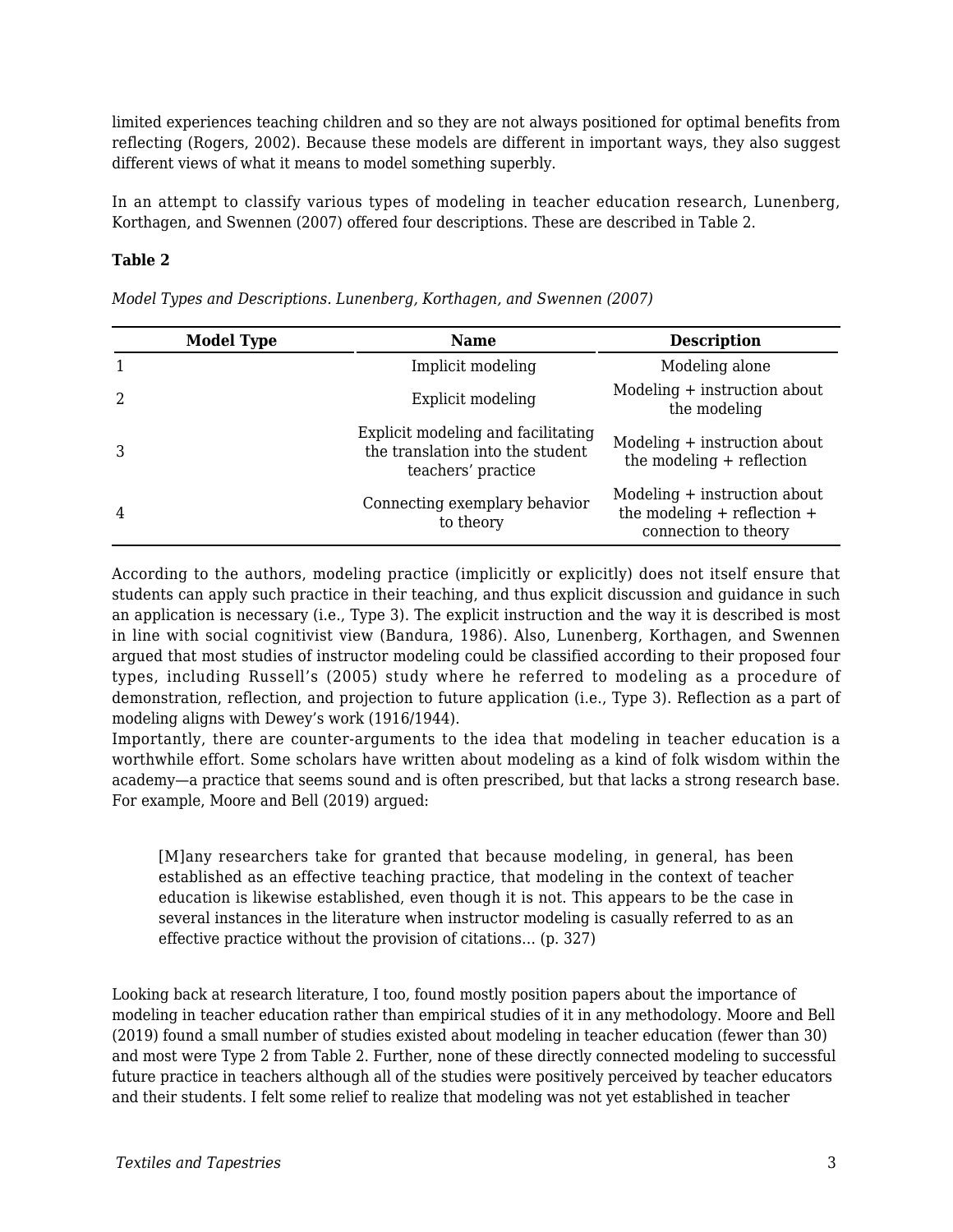limited experiences teaching children and so they are not always positioned for optimal benefits from reflecting (Rogers, 2002). Because these models are different in important ways, they also suggest different views of what it means to model something superbly.

In an attempt to classify various types of modeling in teacher education research, Lunenberg, Korthagen, and Swennen (2007) offered four descriptions. These are described in Table 2.

**Table 2**

*Model Types and Descriptions. Lunenberg, Korthagen, and Swennen (2007)*

| Model Type | Name | Description |
|---|---|---|
| 1 | Implicit modeling | Modeling alone |
| 2 | Explicit modeling | Modeling + instruction about the modeling |
| 3 | Explicit modeling and facilitating the translation into the student teachers' practice | Modeling + instruction about the modeling + reflection |
| 4 | Connecting exemplary behavior to theory | Modeling + instruction about the modeling + reflection + connection to theory |

According to the authors, modeling practice (implicitly or explicitly) does not itself ensure that students can apply such practice in their teaching, and thus explicit discussion and guidance in such an application is necessary (i.e., Type 3). The explicit instruction and the way it is described is most in line with social cognitivist view (Bandura, 1986). Also, Lunenberg, Korthagen, and Swennen argued that most studies of instructor modeling could be classified according to their proposed four types, including Russell's (2005) study where he referred to modeling as a procedure of demonstration, reflection, and projection to future application (i.e., Type 3). Reflection as a part of modeling aligns with Dewey's work (1916/1944).

Importantly, there are counter-arguments to the idea that modeling in teacher education is a worthwhile effort. Some scholars have written about modeling as a kind of folk wisdom within the academy—a practice that seems sound and is often prescribed, but that lacks a strong research base. For example, Moore and Bell (2019) argued:

> [M]any researchers take for granted that because modeling, in general, has been established as an effective teaching practice, that modeling in the context of teacher education is likewise established, even though it is not. This appears to be the case in several instances in the literature when instructor modeling is casually referred to as an effective practice without the provision of citations... (p. 327)

Looking back at research literature, I too, found mostly position papers about the importance of modeling in teacher education rather than empirical studies of it in any methodology. Moore and Bell (2019) found a small number of studies existed about modeling in teacher education (fewer than 30) and most were Type 2 from Table 2. Further, none of these directly connected modeling to successful future practice in teachers although all of the studies were positively perceived by teacher educators and their students. I felt some relief to realize that modeling was not yet established in teacher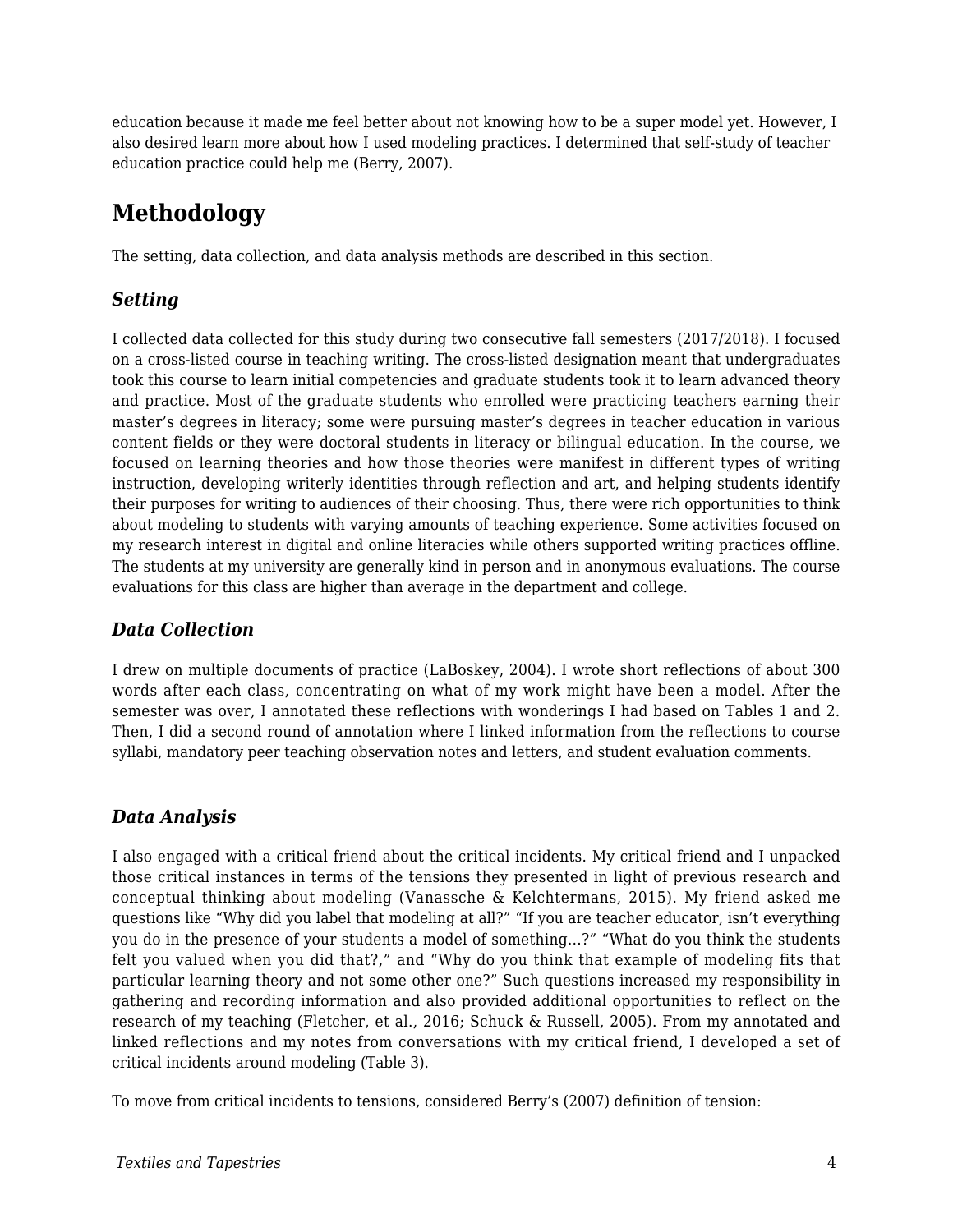education because it made me feel better about not knowing how to be a super model yet. However, I also desired learn more about how I used modeling practices. I determined that self-study of teacher education practice could help me (Berry, 2007).

## Methodology

The setting, data collection, and data analysis methods are described in this section.

### *Setting*

I collected data collected for this study during two consecutive fall semesters (2017/2018). I focused on a cross-listed course in teaching writing. The cross-listed designation meant that undergraduates took this course to learn initial competencies and graduate students took it to learn advanced theory and practice. Most of the graduate students who enrolled were practicing teachers earning their master's degrees in literacy; some were pursuing master's degrees in teacher education in various content fields or they were doctoral students in literacy or bilingual education. In the course, we focused on learning theories and how those theories were manifest in different types of writing instruction, developing writerly identities through reflection and art, and helping students identify their purposes for writing to audiences of their choosing. Thus, there were rich opportunities to think about modeling to students with varying amounts of teaching experience. Some activities focused on my research interest in digital and online literacies while others supported writing practices offline. The students at my university are generally kind in person and in anonymous evaluations. The course evaluations for this class are higher than average in the department and college.

### *Data Collection*

I drew on multiple documents of practice (LaBoskey, 2004). I wrote short reflections of about 300 words after each class, concentrating on what of my work might have been a model. After the semester was over, I annotated these reflections with wonderings I had based on Tables 1 and 2. Then, I did a second round of annotation where I linked information from the reflections to course syllabi, mandatory peer teaching observation notes and letters, and student evaluation comments.

### *Data Analysis*

I also engaged with a critical friend about the critical incidents. My critical friend and I unpacked those critical instances in terms of the tensions they presented in light of previous research and conceptual thinking about modeling (Vanassche & Kelchtermans, 2015). My friend asked me questions like "Why did you label that modeling at all?" "If you are teacher educator, isn't everything you do in the presence of your students a model of something…?" "What do you think the students felt you valued when you did that?," and "Why do you think that example of modeling fits that particular learning theory and not some other one?" Such questions increased my responsibility in gathering and recording information and also provided additional opportunities to reflect on the research of my teaching (Fletcher, et al., 2016; Schuck & Russell, 2005). From my annotated and linked reflections and my notes from conversations with my critical friend, I developed a set of critical incidents around modeling (Table 3).

To move from critical incidents to tensions, considered Berry's (2007) definition of tension: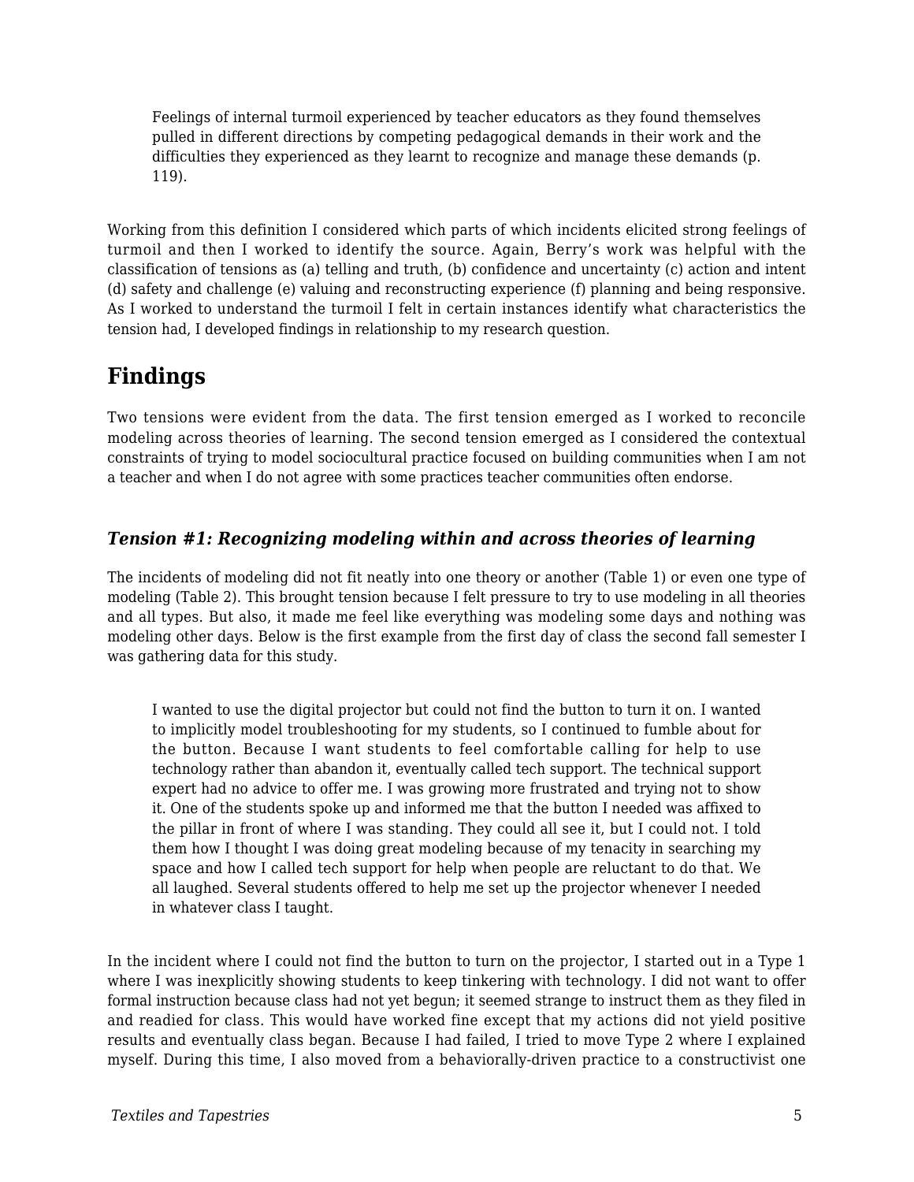> Feelings of internal turmoil experienced by teacher educators as they found themselves pulled in different directions by competing pedagogical demands in their work and the difficulties they experienced as they learnt to recognize and manage these demands (p. 119).

Working from this definition I considered which parts of which incidents elicited strong feelings of turmoil and then I worked to identify the source. Again, Berry's work was helpful with the classification of tensions as (a) telling and truth, (b) confidence and uncertainty (c) action and intent (d) safety and challenge (e) valuing and reconstructing experience (f) planning and being responsive. As I worked to understand the turmoil I felt in certain instances identify what characteristics the tension had, I developed findings in relationship to my research question.

## Findings

Two tensions were evident from the data. The first tension emerged as I worked to reconcile modeling across theories of learning. The second tension emerged as I considered the contextual constraints of trying to model sociocultural practice focused on building communities when I am not a teacher and when I do not agree with some practices teacher communities often endorse.

### *Tension #1: Recognizing modeling within and across theories of learning*

The incidents of modeling did not fit neatly into one theory or another (Table 1) or even one type of modeling (Table 2). This brought tension because I felt pressure to try to use modeling in all theories and all types. But also, it made me feel like everything was modeling some days and nothing was modeling other days. Below is the first example from the first day of class the second fall semester I was gathering data for this study.

> I wanted to use the digital projector but could not find the button to turn it on. I wanted to implicitly model troubleshooting for my students, so I continued to fumble about for the button. Because I want students to feel comfortable calling for help to use technology rather than abandon it, eventually called tech support. The technical support expert had no advice to offer me. I was growing more frustrated and trying not to show it. One of the students spoke up and informed me that the button I needed was affixed to the pillar in front of where I was standing. They could all see it, but I could not. I told them how I thought I was doing great modeling because of my tenacity in searching my space and how I called tech support for help when people are reluctant to do that. We all laughed. Several students offered to help me set up the projector whenever I needed in whatever class I taught.

In the incident where I could not find the button to turn on the projector, I started out in a Type 1 where I was inexplicitly showing students to keep tinkering with technology. I did not want to offer formal instruction because class had not yet begun; it seemed strange to instruct them as they filed in and readied for class. This would have worked fine except that my actions did not yield positive results and eventually class began. Because I had failed, I tried to move Type 2 where I explained myself. During this time, I also moved from a behaviorally-driven practice to a constructivist one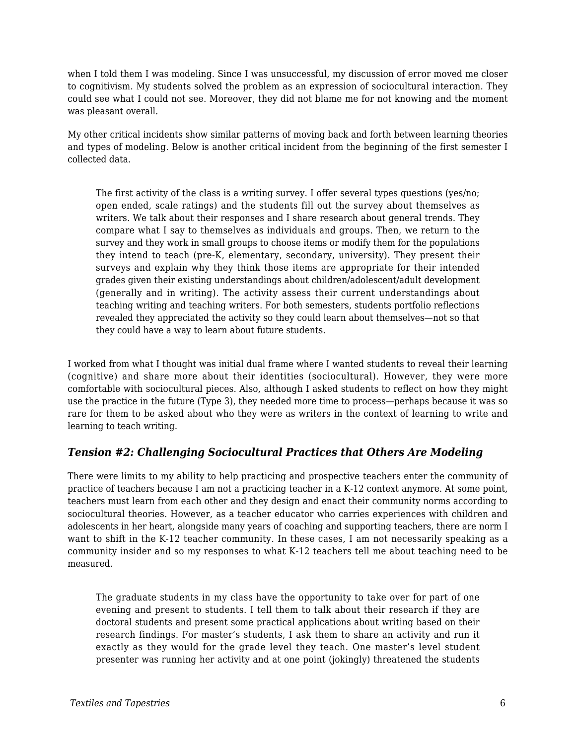when I told them I was modeling. Since I was unsuccessful, my discussion of error moved me closer to cognitivism. My students solved the problem as an expression of sociocultural interaction. They could see what I could not see. Moreover, they did not blame me for not knowing and the moment was pleasant overall.

My other critical incidents show similar patterns of moving back and forth between learning theories and types of modeling. Below is another critical incident from the beginning of the first semester I collected data.

> The first activity of the class is a writing survey. I offer several types questions (yes/no; open ended, scale ratings) and the students fill out the survey about themselves as writers. We talk about their responses and I share research about general trends. They compare what I say to themselves as individuals and groups. Then, we return to the survey and they work in small groups to choose items or modify them for the populations they intend to teach (pre-K, elementary, secondary, university). They present their surveys and explain why they think those items are appropriate for their intended grades given their existing understandings about children/adolescent/adult development (generally and in writing). The activity assess their current understandings about teaching writing and teaching writers. For both semesters, students portfolio reflections revealed they appreciated the activity so they could learn about themselves—not so that they could have a way to learn about future students.

I worked from what I thought was initial dual frame where I wanted students to reveal their learning (cognitive) and share more about their identities (sociocultural). However, they were more comfortable with sociocultural pieces. Also, although I asked students to reflect on how they might use the practice in the future (Type 3), they needed more time to process—perhaps because it was so rare for them to be asked about who they were as writers in the context of learning to write and learning to teach writing.

### *Tension #2: Challenging Sociocultural Practices that Others Are Modeling*

There were limits to my ability to help practicing and prospective teachers enter the community of practice of teachers because I am not a practicing teacher in a K-12 context anymore. At some point, teachers must learn from each other and they design and enact their community norms according to sociocultural theories. However, as a teacher educator who carries experiences with children and adolescents in her heart, alongside many years of coaching and supporting teachers, there are norm I want to shift in the K-12 teacher community. In these cases, I am not necessarily speaking as a community insider and so my responses to what K-12 teachers tell me about teaching need to be measured.

> The graduate students in my class have the opportunity to take over for part of one evening and present to students. I tell them to talk about their research if they are doctoral students and present some practical applications about writing based on their research findings. For master's students, I ask them to share an activity and run it exactly as they would for the grade level they teach. One master's level student presenter was running her activity and at one point (jokingly) threatened the students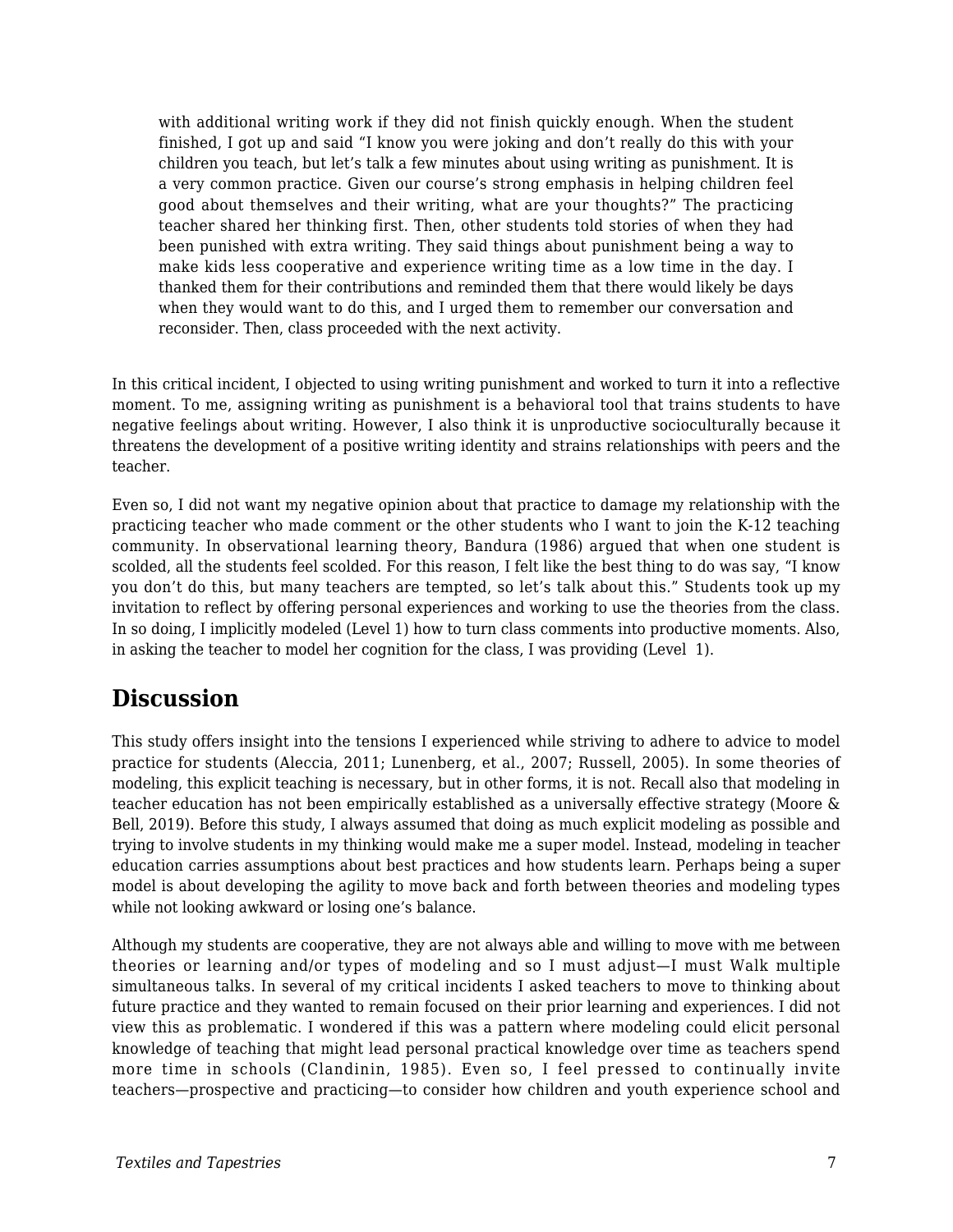> with additional writing work if they did not finish quickly enough. When the student finished, I got up and said "I know you were joking and don't really do this with your children you teach, but let's talk a few minutes about using writing as punishment. It is a very common practice. Given our course's strong emphasis in helping children feel good about themselves and their writing, what are your thoughts?" The practicing teacher shared her thinking first. Then, other students told stories of when they had been punished with extra writing. They said things about punishment being a way to make kids less cooperative and experience writing time as a low time in the day. I thanked them for their contributions and reminded them that there would likely be days when they would want to do this, and I urged them to remember our conversation and reconsider. Then, class proceeded with the next activity.

In this critical incident, I objected to using writing punishment and worked to turn it into a reflective moment. To me, assigning writing as punishment is a behavioral tool that trains students to have negative feelings about writing. However, I also think it is unproductive socioculturally because it threatens the development of a positive writing identity and strains relationships with peers and the teacher.

Even so, I did not want my negative opinion about that practice to damage my relationship with the practicing teacher who made comment or the other students who I want to join the K-12 teaching community. In observational learning theory, Bandura (1986) argued that when one student is scolded, all the students feel scolded. For this reason, I felt like the best thing to do was say, "I know you don't do this, but many teachers are tempted, so let's talk about this." Students took up my invitation to reflect by offering personal experiences and working to use the theories from the class. In so doing, I implicitly modeled (Level 1) how to turn class comments into productive moments. Also, in asking the teacher to model her cognition for the class, I was providing (Level 1).

## Discussion

This study offers insight into the tensions I experienced while striving to adhere to advice to model practice for students (Aleccia, 2011; Lunenberg, et al., 2007; Russell, 2005). In some theories of modeling, this explicit teaching is necessary, but in other forms, it is not. Recall also that modeling in teacher education has not been empirically established as a universally effective strategy (Moore & Bell, 2019). Before this study, I always assumed that doing as much explicit modeling as possible and trying to involve students in my thinking would make me a super model. Instead, modeling in teacher education carries assumptions about best practices and how students learn. Perhaps being a super model is about developing the agility to move back and forth between theories and modeling types while not looking awkward or losing one's balance.

Although my students are cooperative, they are not always able and willing to move with me between theories or learning and/or types of modeling and so I must adjust—I must Walk multiple simultaneous talks. In several of my critical incidents I asked teachers to move to thinking about future practice and they wanted to remain focused on their prior learning and experiences. I did not view this as problematic. I wondered if this was a pattern where modeling could elicit personal knowledge of teaching that might lead personal practical knowledge over time as teachers spend more time in schools (Clandinin, 1985). Even so, I feel pressed to continually invite teachers—prospective and practicing—to consider how children and youth experience school and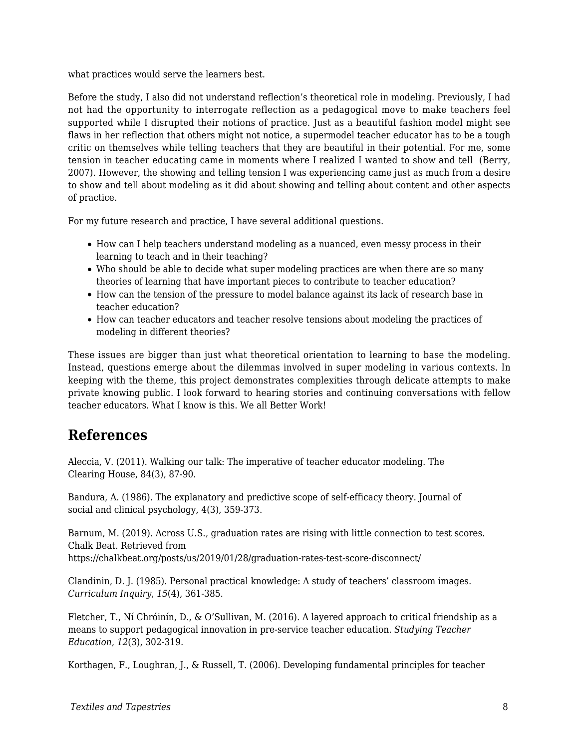what practices would serve the learners best.

Before the study, I also did not understand reflection's theoretical role in modeling. Previously, I had not had the opportunity to interrogate reflection as a pedagogical move to make teachers feel supported while I disrupted their notions of practice. Just as a beautiful fashion model might see flaws in her reflection that others might not notice, a supermodel teacher educator has to be a tough critic on themselves while telling teachers that they are beautiful in their potential. For me, some tension in teacher educating came in moments where I realized I wanted to show and tell (Berry, 2007). However, the showing and telling tension I was experiencing came just as much from a desire to show and tell about modeling as it did about showing and telling about content and other aspects of practice.

For my future research and practice, I have several additional questions.

- How can I help teachers understand modeling as a nuanced, even messy process in their learning to teach and in their teaching?
- Who should be able to decide what super modeling practices are when there are so many theories of learning that have important pieces to contribute to teacher education?
- How can the tension of the pressure to model balance against its lack of research base in teacher education?
- How can teacher educators and teacher resolve tensions about modeling the practices of modeling in different theories?

These issues are bigger than just what theoretical orientation to learning to base the modeling. Instead, questions emerge about the dilemmas involved in super modeling in various contexts. In keeping with the theme, this project demonstrates complexities through delicate attempts to make private knowing public. I look forward to hearing stories and continuing conversations with fellow teacher educators. What I know is this. We all Better Work!

## References

Aleccia, V. (2011). Walking our talk: The imperative of teacher educator modeling. The Clearing House, 84(3), 87-90.

Bandura, A. (1986). The explanatory and predictive scope of self-efficacy theory. Journal of social and clinical psychology, 4(3), 359-373.

Barnum, M. (2019). Across U.S., graduation rates are rising with little connection to test scores. Chalk Beat. Retrieved from https://chalkbeat.org/posts/us/2019/01/28/graduation-rates-test-score-disconnect/

Clandinin, D. J. (1985). Personal practical knowledge: A study of teachers' classroom images. *Curriculum Inquiry*, *15*(4), 361-385.

Fletcher, T., Ní Chróinín, D., & O'Sullivan, M. (2016). A layered approach to critical friendship as a means to support pedagogical innovation in pre-service teacher education. *Studying Teacher Education*, *12*(3), 302-319.

Korthagen, F., Loughran, J., & Russell, T. (2006). Developing fundamental principles for teacher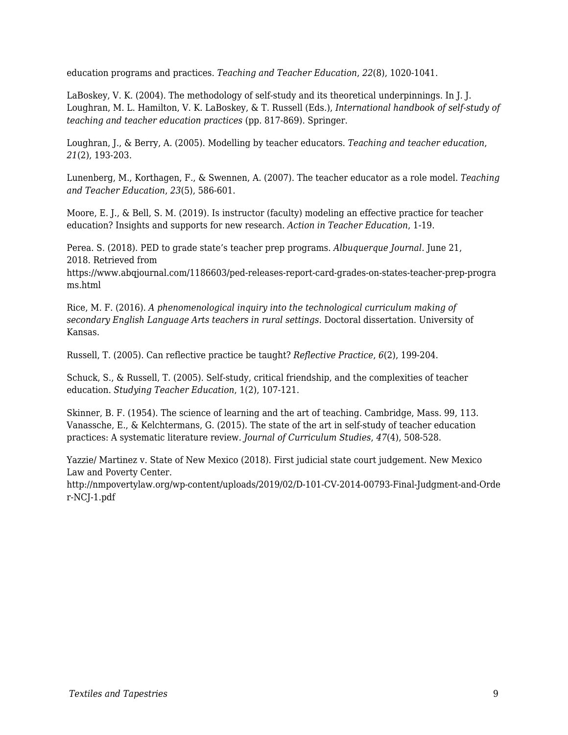education programs and practices. *Teaching and Teacher Education*, *22*(8), 1020-1041.

LaBoskey, V. K. (2004). The methodology of self-study and its theoretical underpinnings. In J. J. Loughran, M. L. Hamilton, V. K. LaBoskey, & T. Russell (Eds.), *International handbook of self-study of teaching and teacher education practices* (pp. 817-869). Springer.

Loughran, J., & Berry, A. (2005). Modelling by teacher educators. *Teaching and teacher education*, *21*(2), 193-203.

Lunenberg, M., Korthagen, F., & Swennen, A. (2007). The teacher educator as a role model. *Teaching and Teacher Education*, *23*(5), 586-601.

Moore, E. J., & Bell, S. M. (2019). Is instructor (faculty) modeling an effective practice for teacher education? Insights and supports for new research. *Action in Teacher Education*, 1-19.

Perea. S. (2018). PED to grade state's teacher prep programs. *Albuquerque Journal*. June 21, 2018. Retrieved from https://www.abqjournal.com/1186603/ped-releases-report-card-grades-on-states-teacher-prep-programs.html

Rice, M. F. (2016). *A phenomenological inquiry into the technological curriculum making of secondary English Language Arts teachers in rural settings*. Doctoral dissertation. University of Kansas.

Russell, T. (2005). Can reflective practice be taught? *Reflective Practice*, *6*(2), 199-204.

Schuck, S., & Russell, T. (2005). Self-study, critical friendship, and the complexities of teacher education. *Studying Teacher Education*, 1(2), 107-121.

Skinner, B. F. (1954). The science of learning and the art of teaching. Cambridge, Mass. 99, 113.

Vanassche, E., & Kelchtermans, G. (2015). The state of the art in self-study of teacher education practices: A systematic literature review. *Journal of Curriculum Studies*, *47*(4), 508-528.

Yazzie/ Martinez v. State of New Mexico (2018). First judicial state court judgement. New Mexico Law and Poverty Center. http://nmpovertylaw.org/wp-content/uploads/2019/02/D-101-CV-2014-00793-Final-Judgment-and-Order-NCJ-1.pdf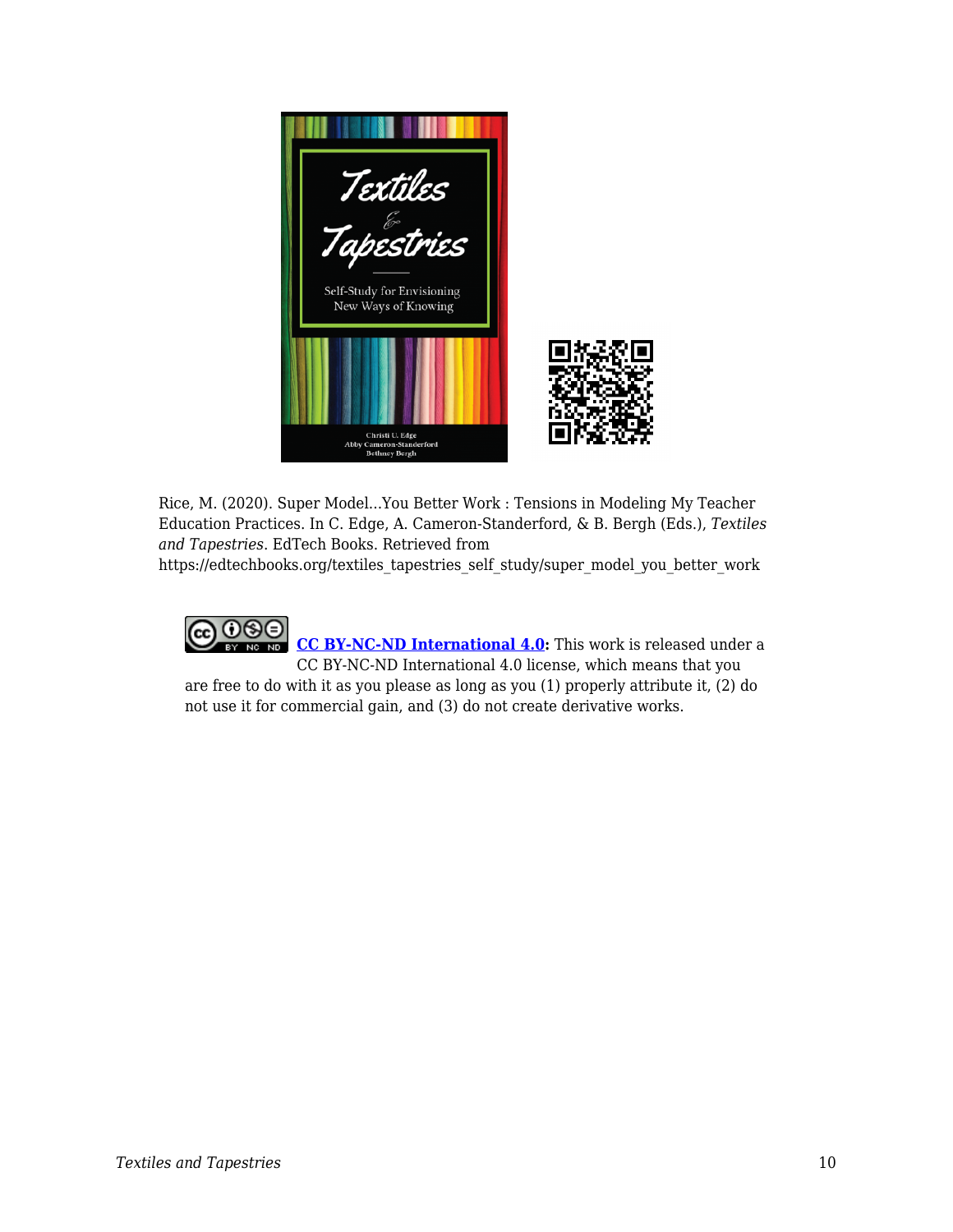Rice, M. (2020). Super Model...You Better Work : Tensions in Modeling My Teacher Education Practices. In C. Edge, A. Cameron-Standerford, & B. Bergh (Eds.), *Textiles and Tapestries*. EdTech Books. Retrieved from https://edtechbooks.org/textiles_tapestries_self_study/super_model_you_better_work

**CC BY-NC-ND International 4.0:** This work is released under a CC BY-NC-ND International 4.0 license, which means that you are free to do with it as you please as long as you (1) properly attribute it, (2) do not use it for commercial gain, and (3) do not create derivative works.